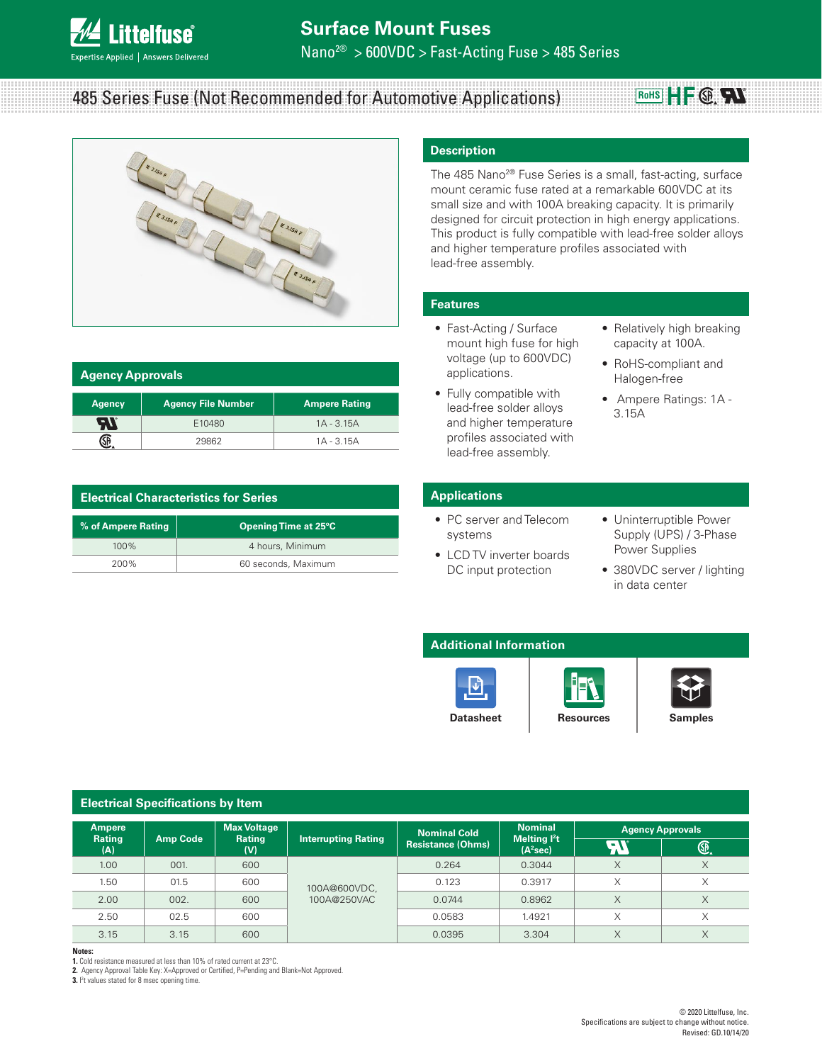# Surface Mount Fuses

Nano[2®] > 600VDC > Fast-Acting Fuse > 485 Series

## 485 Series Fuse (Not Recommended for Automotive Applications)

## Description

The 485 Nano[2®] Fuse Series is a small, fast-acting, surface mount ceramic fuse rated at a remarkable 600VDC at its small size and with 100A breaking capacity. It is primarily designed for circuit protection in high energy applications. This product is fully compatible with lead-free solder alloys and higher temperature profiles associated with lead-free assembly.

## Features

- Fast-Acting / Surface mount high fuse for high voltage (up to 600VDC) applications.
- Fully compatible with lead-free solder alloys and higher temperature profiles associated with lead-free assembly.
- Relatively high breaking capacity at 100A.
- RoHS-compliant and Halogen-free
- Ampere Ratings: 1A - 3.15A

## Applications

- PC server and Telecom systems
- LCD TV inverter boards DC input protection
- Uninterruptible Power Supply (UPS) / 3-Phase Power Supplies
- 380VDC server / lighting in data center

## Agency Approvals

| Agency | Agency File Number | Ampere Rating |
|---|---|---|
| UR | E10480 | 1A - 3.15A |
| CSA | 29862 | 1A - 3.15A |

## Electrical Characteristics for Series

| % of Ampere Rating | Opening Time at 25°C |
|---|---|
| 100% | 4 hours, Minimum |
| 200% | 60 seconds, Maximum |

## Additional Information

Datasheet | Resources | Samples

## Electrical Specifications by Item

| Ampere Rating (A) | Amp Code | Max Voltage Rating (V) | Interrupting Rating | Nominal Cold Resistance (Ohms) | Nominal Melting I²t (A²sec) | Agency Approvals | |
|---|---|---|---|---|---|---|---|
| | | | | | | UR | CSA |
| 1.00 | 001. | 600 | 100A@600VDC, 100A@250VAC | 0.264 | 0.3044 | X | X |
| 1.50 | 01.5 | 600 | | 0.123 | 0.3917 | X | X |
| 2.00 | 002. | 600 | | 0.0744 | 0.8962 | X | X |
| 2.50 | 02.5 | 600 | | 0.0583 | 1.4921 | X | X |
| 3.15 | 3.15 | 600 | | 0.0395 | 3.304 | X | X |

**Notes:**

1. Cold resistance measured at less than 10% of rated current at 23°C.
2. Agency Approval Table Key: X=Approved or Certified, P=Pending and Blank=Not Approved.
3. I²t values stated for 8 msec opening time.

© 2020 Littelfuse, Inc.
Specifications are subject to change without notice.
Revised: GD.10/14/20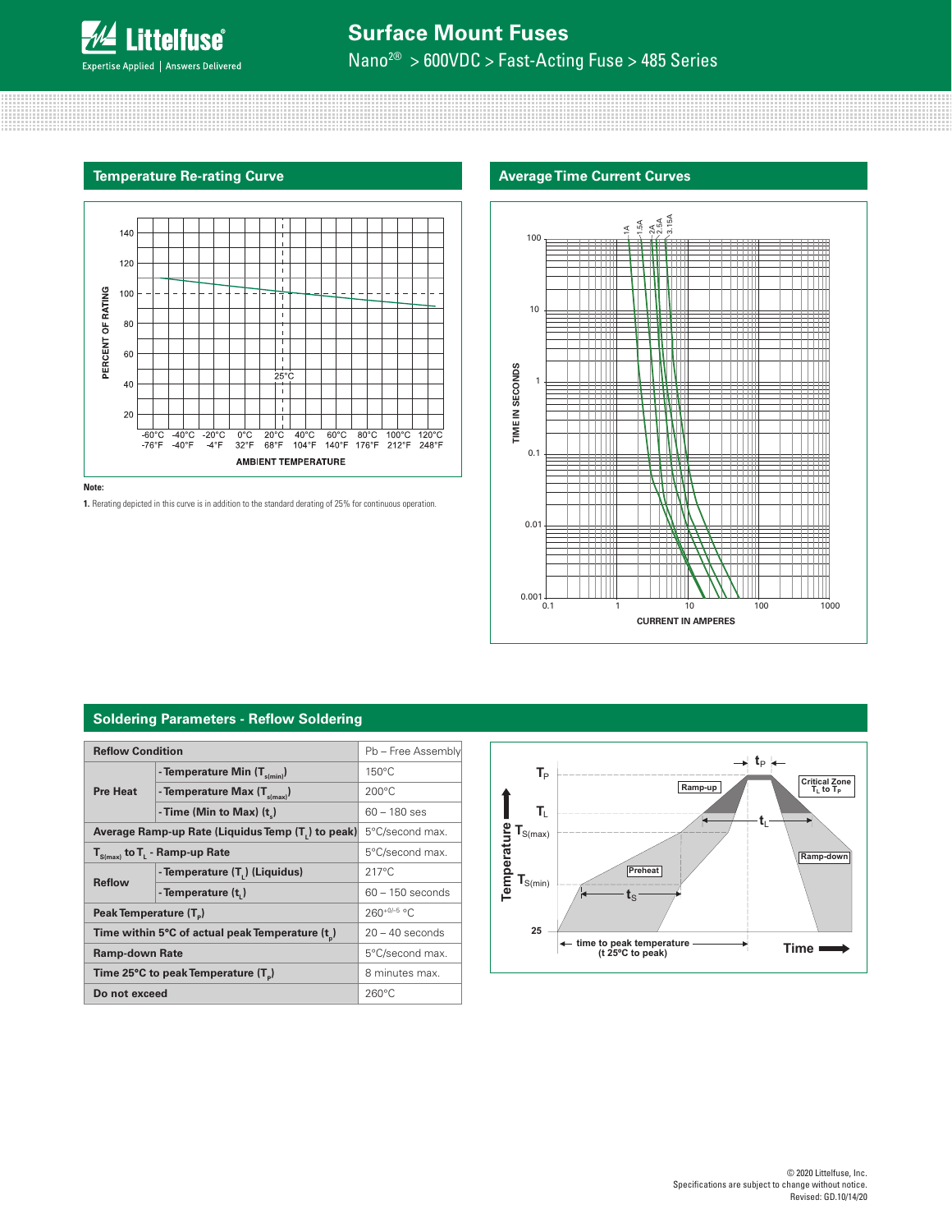## Temperature Re-rating Curve

**Note:**

**1.** Rerating depicted in this curve is in addition to the standard derating of 25% for continuous operation.

## Average Time Current Curves

## Soldering Parameters - Reflow Soldering

| Reflow Condition | | Pb – Free Assembly |
|---|---|---|
| Pre Heat | - Temperature Min ($T_{s(min)}$) | 150°C |
| | - Temperature Max ($T_{s(max)}$) | 200°C |
| | - Time (Min to Max) ($t_s$) | 60 – 180 ses |
| Average Ramp-up Rate (Liquidus Temp ($T_L$) to peak) | | 5°C/second max. |
| $T_{S(max)}$ to $T_L$ - Ramp-up Rate | | 5°C/second max. |
| Reflow | - Temperature ($T_L$) (Liquidus) | 217°C |
| | - Temperature ($t_L$) | 60 – 150 seconds |
| Peak Temperature ($T_P$) | | $260^{+0/-5}$ °C |
| Time within 5°C of actual peak Temperature ($t_p$) | | 20 – 40 seconds |
| Ramp-down Rate | | 5°C/second max. |
| Time 25°C to peak Temperature ($T_P$) | | 8 minutes max. |
| Do not exceed | | 260°C |

© 2020 Littelfuse, Inc.
Specifications are subject to change without notice.
Revised: GD.10/14/20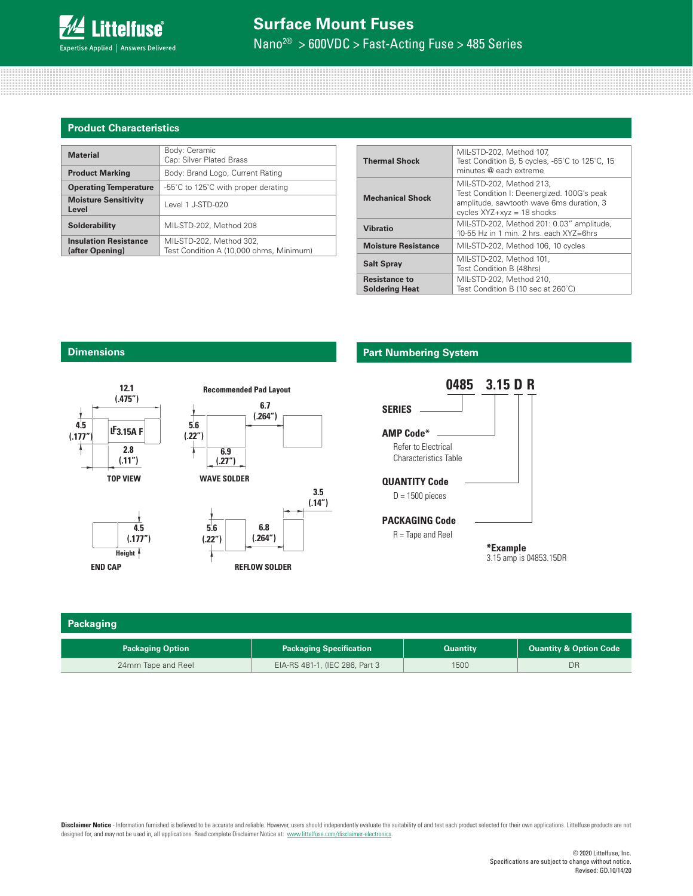## Product Characteristics

| | |
|---|---|
| **Material** | Body: Ceramic<br>Cap: Silver Plated Brass |
| **Product Marking** | Body: Brand Logo, Current Rating |
| **Operating Temperature** | -55°C to 125°C with proper derating |
| **Moisture Sensitivity Level** | Level 1 J-STD-020 |
| **Solderability** | MIL-STD-202, Method 208 |
| **Insulation Resistance (after Opening)** | MIL-STD-202, Method 302,<br>Test Condition A (10,000 ohms, Minimum) |

| | |
|---|---|
| **Thermal Shock** | MIL-STD-202, Method 107,<br>Test Condition B, 5 cycles, -65°C to 125°C, 15 minutes @ each extreme |
| **Mechanical Shock** | MIL-STD-202, Method 213,<br>Test Condition I: Deenergized. 100G's peak amplitude, sawtooth wave 6ms duration, 3 cycles XYZ+xyz = 18 shocks |
| **Vibratio** | MIL-STD-202, Method 201: 0.03" amplitude, 10-55 Hz in 1 min. 2 hrs. each XYZ=6hrs |
| **Moisture Resistance** | MIL-STD-202, Method 106, 10 cycles |
| **Salt Spray** | MIL-STD-202, Method 101,<br>Test Condition B (48hrs) |
| **Resistance to Soldering Heat** | MIL-STD-202, Method 210,<br>Test Condition B (10 sec at 260°C) |

## Dimensions

12.1 (.475")
4.5 (.177")
F3.15A F
2.8 (.11")
TOP VIEW

Recommended Pad Layout
6.7 (.264")
5.6 (.22")
6.9 (.27")
WAVE SOLDER

4.5 (.177")
Height
END CAP

3.5 (.14")
5.6 (.22")
6.8 (.264")
REFLOW SOLDER

## Part Numbering System

**0485 3.15 D R**

**SERIES**

**AMP Code***
Refer to Electrical Characteristics Table

**QUANTITY Code**
D = 1500 pieces

**PACKAGING Code**
R = Tape and Reel

***Example**
3.15 amp is 04853.15DR

## Packaging

| Packaging Option | Packaging Specification | Quantity | Quantity & Option Code |
|---|---|---|---|
| 24mm Tape and Reel | EIA-RS 481-1, (IEC 286, Part 3 | 1500 | DR |

**Disclaimer Notice** - Information furnished is believed to be accurate and reliable. However, users should independently evaluate the suitability of and test each product selected for their own applications. Littelfuse products are not designed for, and may not be used in, all applications. Read complete Disclaimer Notice at: www.littelfuse.com/disclaimer-electronics.

© 2020 Littelfuse, Inc.
Specifications are subject to change without notice.
Revised: GD.10/14/20